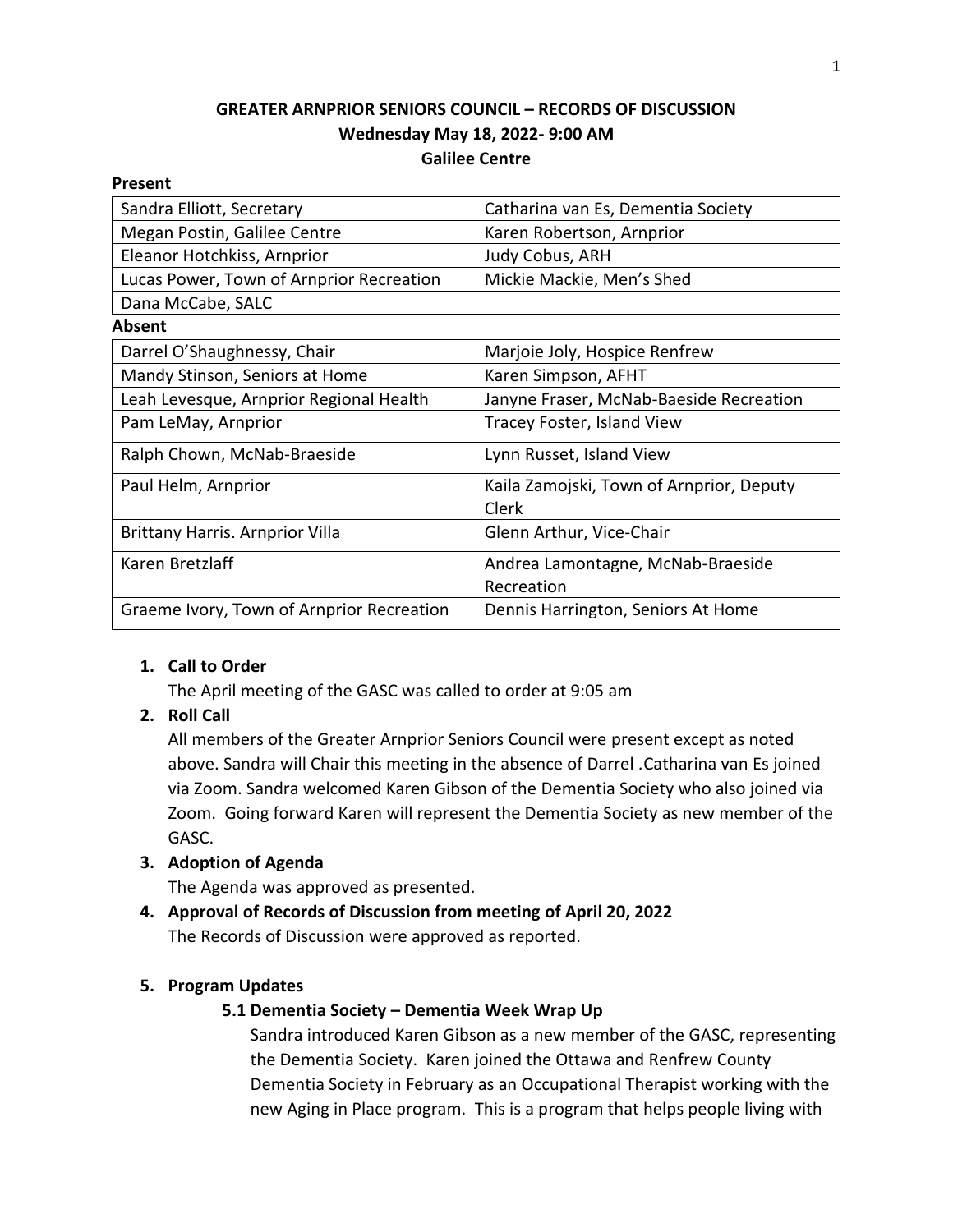# GREATER ARNPRIOR SENIORS COUNCIL – RECORDS OF DISCUSSION
## Wednesday May 18, 2022- 9:00 AM
## Galilee Centre

**Present**

| | |
|---|---|
| Sandra Elliott, Secretary | Catharina van Es, Dementia Society |
| Megan Postin, Galilee Centre | Karen Robertson, Arnprior |
| Eleanor Hotchkiss, Arnprior | Judy Cobus, ARH |
| Lucas Power, Town of Arnprior Recreation | Mickie Mackie, Men's Shed |
| Dana McCabe, SALC | |

**Absent**

| | |
|---|---|
| Darrel O'Shaughnessy, Chair | Marjoie Joly, Hospice Renfrew |
| Mandy Stinson, Seniors at Home | Karen Simpson, AFHT |
| Leah Levesque, Arnprior Regional Health | Janyne Fraser, McNab-Baeside Recreation |
| Pam LeMay, Arnprior | Tracey Foster, Island View |
| Ralph Chown, McNab-Braeside | Lynn Russet, Island View |
| Paul Helm, Arnprior | Kaila Zamojski, Town of Arnprior, Deputy Clerk |
| Brittany Harris. Arnprior Villa | Glenn Arthur, Vice-Chair |
| Karen Bretzlaff | Andrea Lamontagne, McNab-Braeside Recreation |
| Graeme Ivory, Town of Arnprior Recreation | Dennis Harrington, Seniors At Home |

1. **Call to Order**
   The April meeting of the GASC was called to order at 9:05 am
2. **Roll Call**
   All members of the Greater Arnprior Seniors Council were present except as noted above. Sandra will Chair this meeting in the absence of Darrel .Catharina van Es joined via Zoom. Sandra welcomed Karen Gibson of the Dementia Society who also joined via Zoom. Going forward Karen will represent the Dementia Society as new member of the GASC.
3. **Adoption of Agenda**
   The Agenda was approved as presented.
4. **Approval of Records of Discussion from meeting of April 20, 2022**
   The Records of Discussion were approved as reported.
5. **Program Updates**

   **5.1 Dementia Society – Dementia Week Wrap Up**

   Sandra introduced Karen Gibson as a new member of the GASC, representing the Dementia Society. Karen joined the Ottawa and Renfrew County Dementia Society in February as an Occupational Therapist working with the new Aging in Place program. This is a program that helps people living with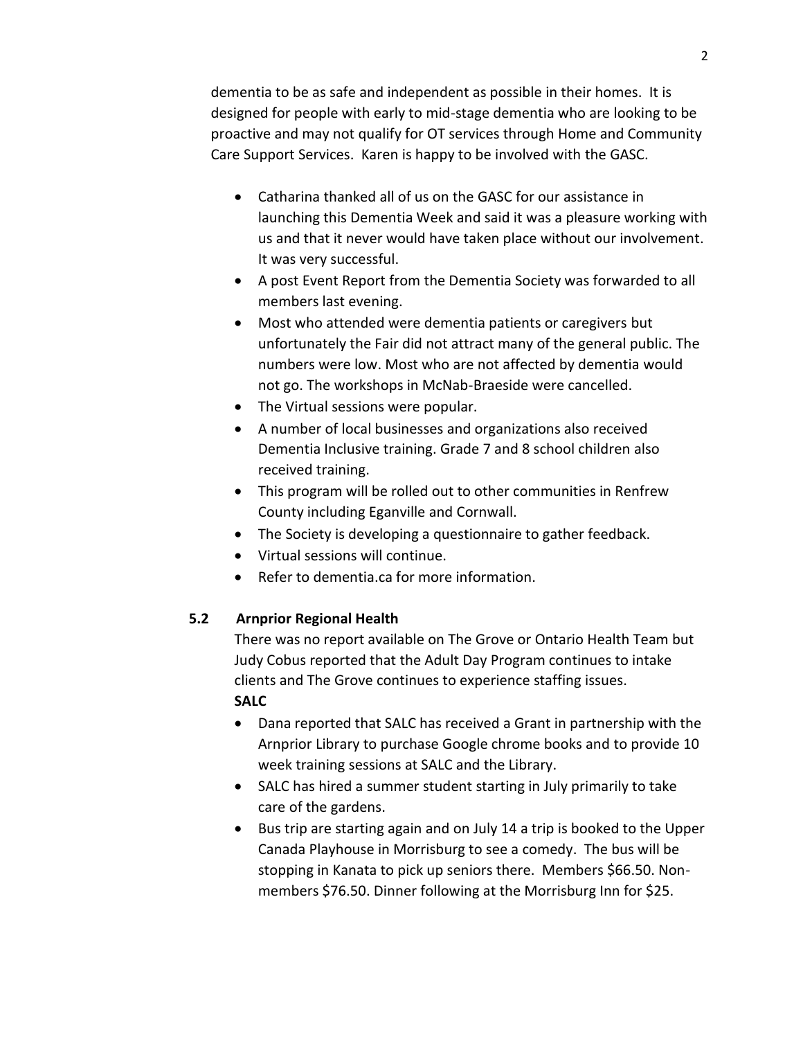dementia to be as safe and independent as possible in their homes. It is designed for people with early to mid-stage dementia who are looking to be proactive and may not qualify for OT services through Home and Community Care Support Services. Karen is happy to be involved with the GASC.

- Catharina thanked all of us on the GASC for our assistance in launching this Dementia Week and said it was a pleasure working with us and that it never would have taken place without our involvement. It was very successful.
- A post Event Report from the Dementia Society was forwarded to all members last evening.
- Most who attended were dementia patients or caregivers but unfortunately the Fair did not attract many of the general public. The numbers were low. Most who are not affected by dementia would not go. The workshops in McNab-Braeside were cancelled.
- The Virtual sessions were popular.
- A number of local businesses and organizations also received Dementia Inclusive training. Grade 7 and 8 school children also received training.
- This program will be rolled out to other communities in Renfrew County including Eganville and Cornwall.
- The Society is developing a questionnaire to gather feedback.
- Virtual sessions will continue.
- Refer to dementia.ca for more information.

**5.2 Arnprior Regional Health**

There was no report available on The Grove or Ontario Health Team but Judy Cobus reported that the Adult Day Program continues to intake clients and The Grove continues to experience staffing issues.

**SALC**

- Dana reported that SALC has received a Grant in partnership with the Arnprior Library to purchase Google chrome books and to provide 10 week training sessions at SALC and the Library.
- SALC has hired a summer student starting in July primarily to take care of the gardens.
- Bus trip are starting again and on July 14 a trip is booked to the Upper Canada Playhouse in Morrisburg to see a comedy. The bus will be stopping in Kanata to pick up seniors there. Members $66.50. Non-members $76.50. Dinner following at the Morrisburg Inn for $25.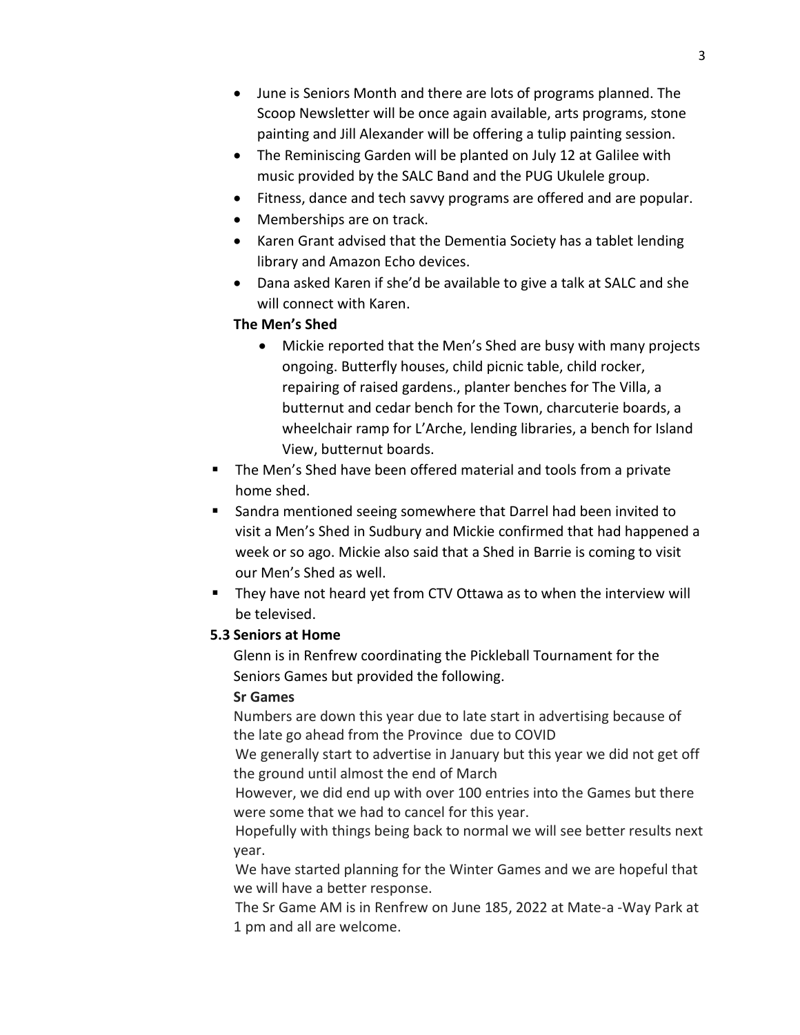- June is Seniors Month and there are lots of programs planned. The Scoop Newsletter will be once again available, arts programs, stone painting and Jill Alexander will be offering a tulip painting session.
- The Reminiscing Garden will be planted on July 12 at Galilee with music provided by the SALC Band and the PUG Ukulele group.
- Fitness, dance and tech savvy programs are offered and are popular.
- Memberships are on track.
- Karen Grant advised that the Dementia Society has a tablet lending library and Amazon Echo devices.
- Dana asked Karen if she'd be available to give a talk at SALC and she will connect with Karen.

**The Men's Shed**

- Mickie reported that the Men's Shed are busy with many projects ongoing. Butterfly houses, child picnic table, child rocker, repairing of raised gardens., planter benches for The Villa, a butternut and cedar bench for the Town, charcuterie boards, a wheelchair ramp for L'Arche, lending libraries, a bench for Island View, butternut boards.

- The Men's Shed have been offered material and tools from a private home shed.
- Sandra mentioned seeing somewhere that Darrel had been invited to visit a Men's Shed in Sudbury and Mickie confirmed that had happened a week or so ago. Mickie also said that a Shed in Barrie is coming to visit our Men's Shed as well.
- They have not heard yet from CTV Ottawa as to when the interview will be televised.

**5.3 Seniors at Home**

Glenn is in Renfrew coordinating the Pickleball Tournament for the Seniors Games but provided the following.

**Sr Games**

Numbers are down this year due to late start in advertising because of the late go ahead from the Province due to COVID

We generally start to advertise in January but this year we did not get off the ground until almost the end of March

However, we did end up with over 100 entries into the Games but there were some that we had to cancel for this year.

Hopefully with things being back to normal we will see better results next year.

We have started planning for the Winter Games and we are hopeful that we will have a better response.

The Sr Game AM is in Renfrew on June 185, 2022 at Mate-a -Way Park at 1 pm and all are welcome.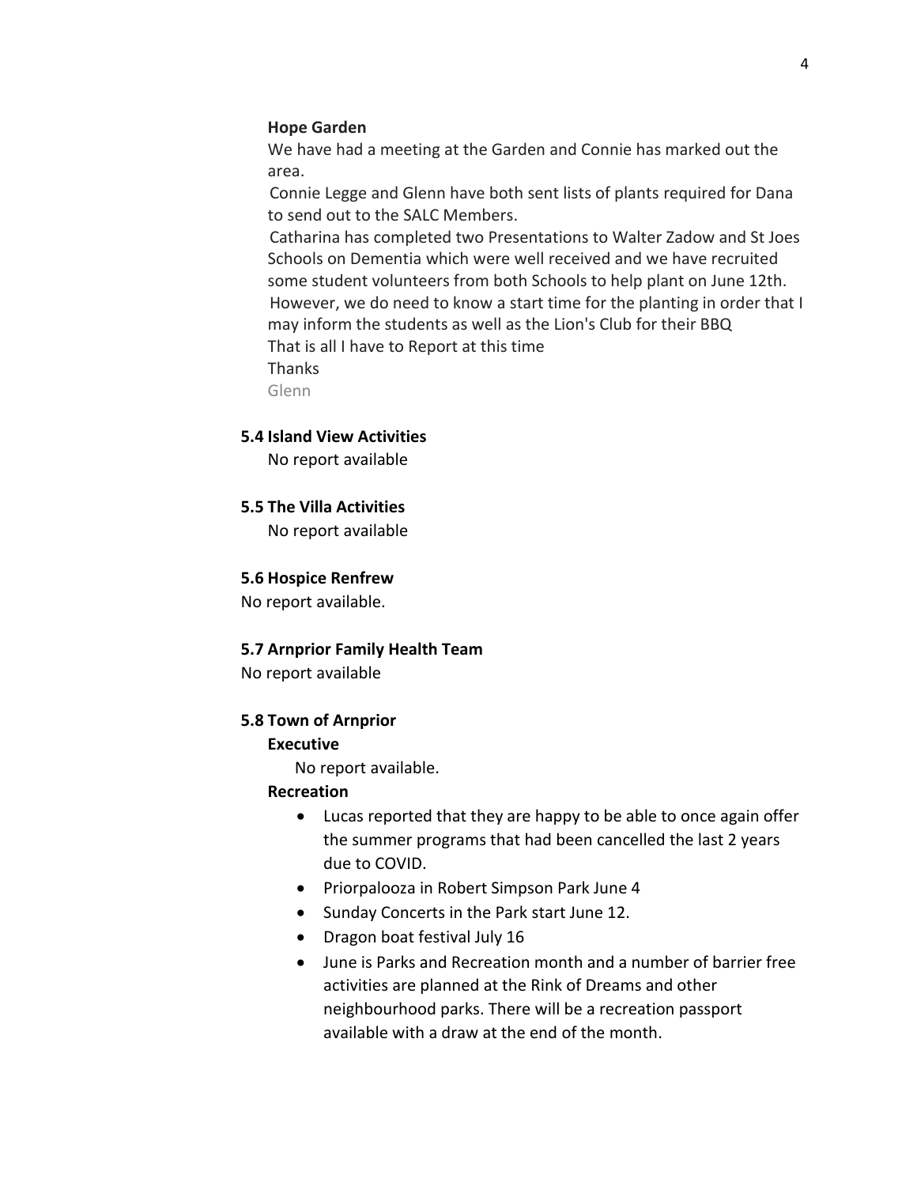**Hope Garden**

We have had a meeting at the Garden and Connie has marked out the area.

Connie Legge and Glenn have both sent lists of plants required for Dana to send out to the SALC Members.

Catharina has completed two Presentations to Walter Zadow and St Joes Schools on Dementia which were well received and we have recruited some student volunteers from both Schools to help plant on June 12th.

However, we do need to know a start time for the planting in order that I may inform the students as well as the Lion's Club for their BBQ

That is all I have to Report at this time

Thanks

Glenn

**5.4 Island View Activities**

No report available

**5.5 The Villa Activities**

No report available

**5.6 Hospice Renfrew**

No report available.

**5.7 Arnprior Family Health Team**

No report available

**5.8 Town of Arnprior**

**Executive**

No report available.

**Recreation**

- Lucas reported that they are happy to be able to once again offer the summer programs that had been cancelled the last 2 years due to COVID.
- Priorpalooza in Robert Simpson Park June 4
- Sunday Concerts in the Park start June 12.
- Dragon boat festival July 16
- June is Parks and Recreation month and a number of barrier free activities are planned at the Rink of Dreams and other neighbourhood parks. There will be a recreation passport available with a draw at the end of the month.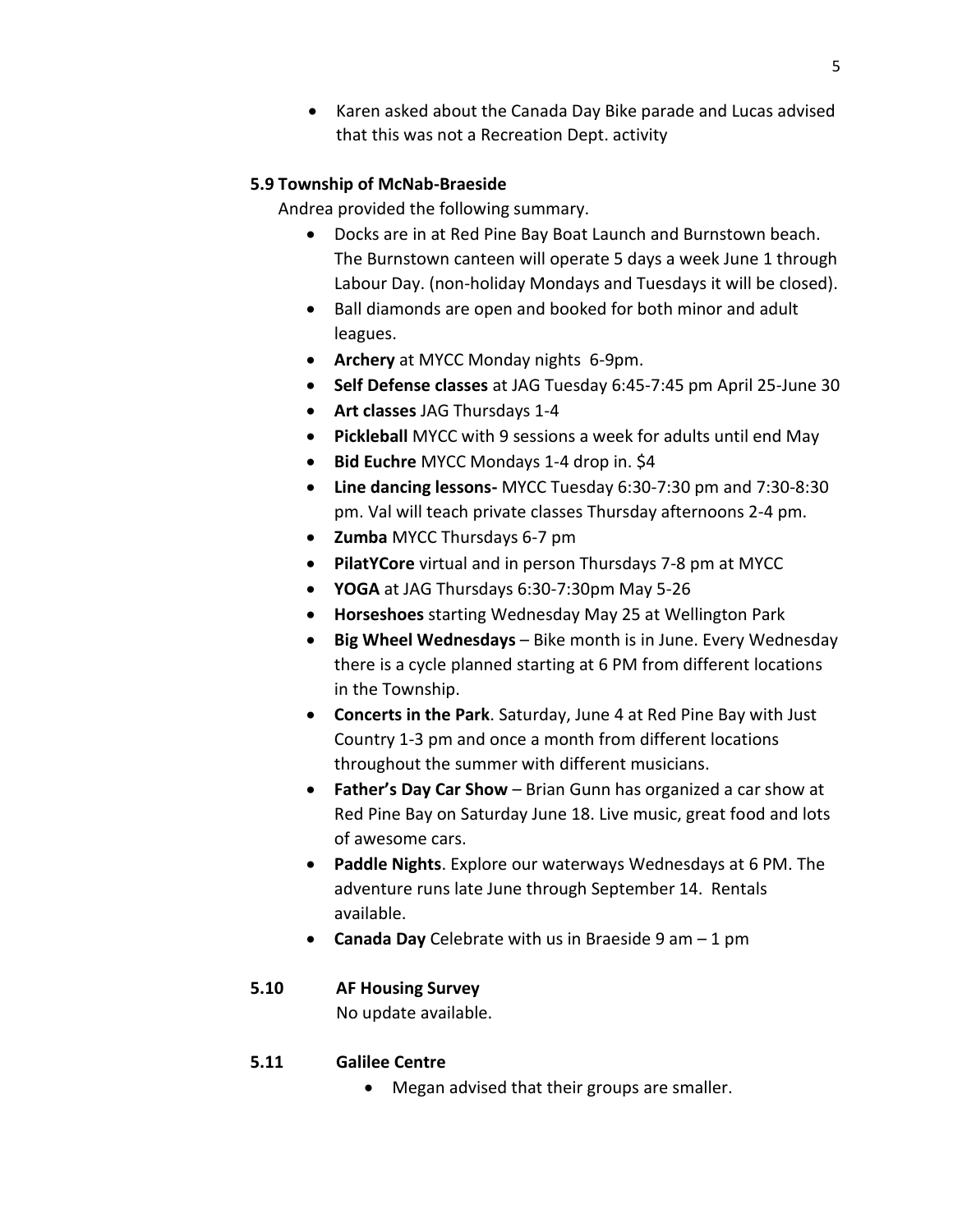- Karen asked about the Canada Day Bike parade and Lucas advised that this was not a Recreation Dept. activity

### 5.9 Township of McNab-Braeside

Andrea provided the following summary.

- Docks are in at Red Pine Bay Boat Launch and Burnstown beach. The Burnstown canteen will operate 5 days a week June 1 through Labour Day. (non-holiday Mondays and Tuesdays it will be closed).
- Ball diamonds are open and booked for both minor and adult leagues.
- **Archery** at MYCC Monday nights 6-9pm.
- **Self Defense classes** at JAG Tuesday 6:45-7:45 pm April 25-June 30
- **Art classes** JAG Thursdays 1-4
- **Pickleball** MYCC with 9 sessions a week for adults until end May
- **Bid Euchre** MYCC Mondays 1-4 drop in. $4
- **Line dancing lessons-** MYCC Tuesday 6:30-7:30 pm and 7:30-8:30 pm. Val will teach private classes Thursday afternoons 2-4 pm.
- **Zumba** MYCC Thursdays 6-7 pm
- **PilatYCore** virtual and in person Thursdays 7-8 pm at MYCC
- **YOGA** at JAG Thursdays 6:30-7:30pm May 5-26
- **Horseshoes** starting Wednesday May 25 at Wellington Park
- **Big Wheel Wednesdays** – Bike month is in June. Every Wednesday there is a cycle planned starting at 6 PM from different locations in the Township.
- **Concerts in the Park**. Saturday, June 4 at Red Pine Bay with Just Country 1-3 pm and once a month from different locations throughout the summer with different musicians.
- **Father's Day Car Show** – Brian Gunn has organized a car show at Red Pine Bay on Saturday June 18. Live music, great food and lots of awesome cars.
- **Paddle Nights**. Explore our waterways Wednesdays at 6 PM. The adventure runs late June through September 14. Rentals available.
- **Canada Day** Celebrate with us in Braeside 9 am – 1 pm

### 5.10 AF Housing Survey

No update available.

### 5.11 Galilee Centre

- Megan advised that their groups are smaller.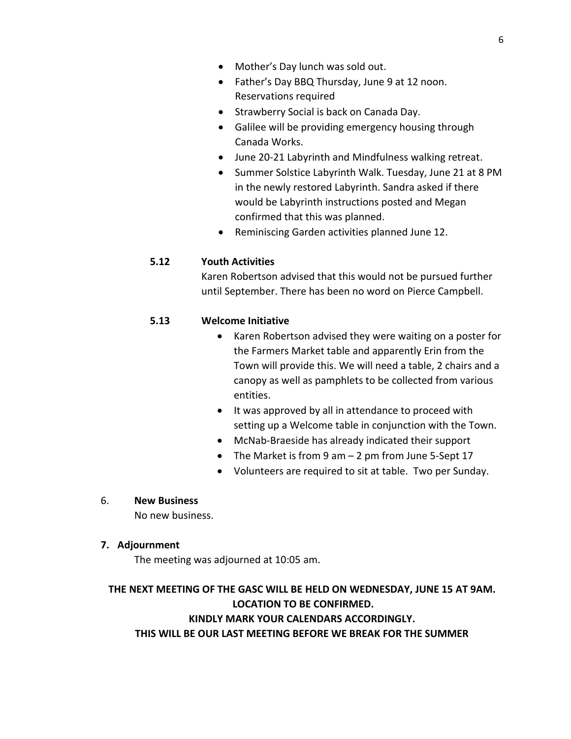- Mother's Day lunch was sold out.
- Father's Day BBQ Thursday, June 9 at 12 noon. Reservations required
- Strawberry Social is back on Canada Day.
- Galilee will be providing emergency housing through Canada Works.
- June 20-21 Labyrinth and Mindfulness walking retreat.
- Summer Solstice Labyrinth Walk. Tuesday, June 21 at 8 PM in the newly restored Labyrinth. Sandra asked if there would be Labyrinth instructions posted and Megan confirmed that this was planned.
- Reminiscing Garden activities planned June 12.

### 5.12 Youth Activities

Karen Robertson advised that this would not be pursued further until September. There has been no word on Pierce Campbell.

### 5.13 Welcome Initiative

- Karen Robertson advised they were waiting on a poster for the Farmers Market table and apparently Erin from the Town will provide this. We will need a table, 2 chairs and a canopy as well as pamphlets to be collected from various entities.
- It was approved by all in attendance to proceed with setting up a Welcome table in conjunction with the Town.
- McNab-Braeside has already indicated their support
- The Market is from 9 am – 2 pm from June 5-Sept 17
- Volunteers are required to sit at table. Two per Sunday.

## 6. New Business

No new business.

## 7. Adjournment

The meeting was adjourned at 10:05 am.

**THE NEXT MEETING OF THE GASC WILL BE HELD ON WEDNESDAY, JUNE 15 AT 9AM.**
**LOCATION TO BE CONFIRMED.**
**KINDLY MARK YOUR CALENDARS ACCORDINGLY.**
**THIS WILL BE OUR LAST MEETING BEFORE WE BREAK FOR THE SUMMER**